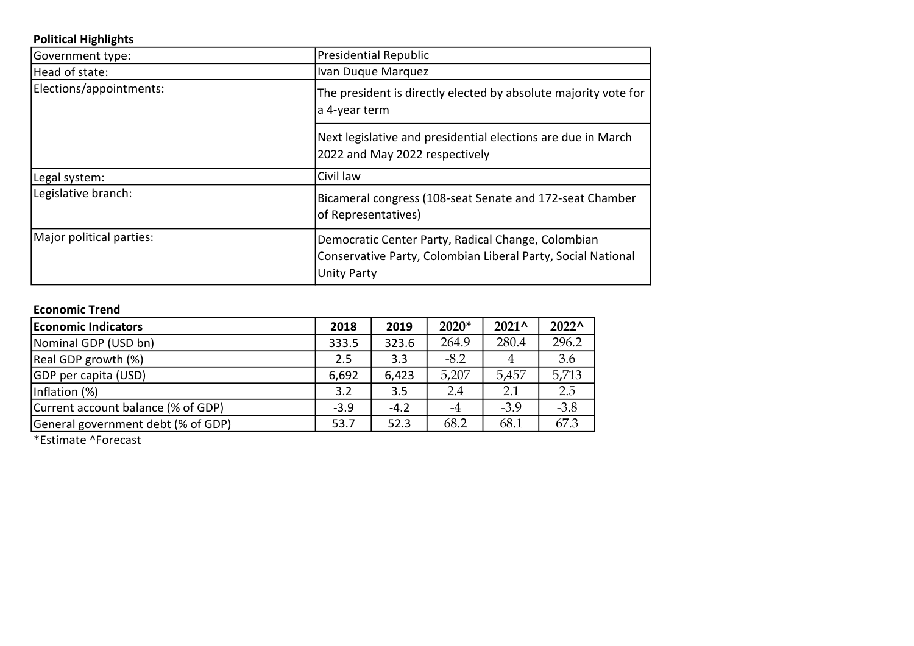**Political Highlights**

| | |
|---|---|
| Government type: | Presidential Republic |
| Head of state: | Ivan Duque Marquez |
| Elections/appointments: | The president is directly elected by absolute majority vote for a 4-year term |
| | Next legislative and presidential elections are due in March 2022 and May 2022 respectively |
| Legal system: | Civil law |
| Legislative branch: | Bicameral congress (108-seat Senate and 172-seat Chamber of Representatives) |
| Major political parties: | Democratic Center Party, Radical Change, Colombian Conservative Party, Colombian Liberal Party, Social National Unity Party |

**Economic Trend**

| Economic Indicators | 2018 | 2019 | 2020* | 2021^ | 2022^ |
|---|---|---|---|---|---|
| Nominal GDP (USD bn) | 333.5 | 323.6 | 264.9 | 280.4 | 296.2 |
| Real GDP growth (%) | 2.5 | 3.3 | -8.2 | 4 | 3.6 |
| GDP per capita (USD) | 6,692 | 6,423 | 5,207 | 5,457 | 5,713 |
| Inflation (%) | 3.2 | 3.5 | 2.4 | 2.1 | 2.5 |
| Current account balance (% of GDP) | -3.9 | -4.2 | -4 | -3.9 | -3.8 |
| General government debt (% of GDP) | 53.7 | 52.3 | 68.2 | 68.1 | 67.3 |

*Estimate ^Forecast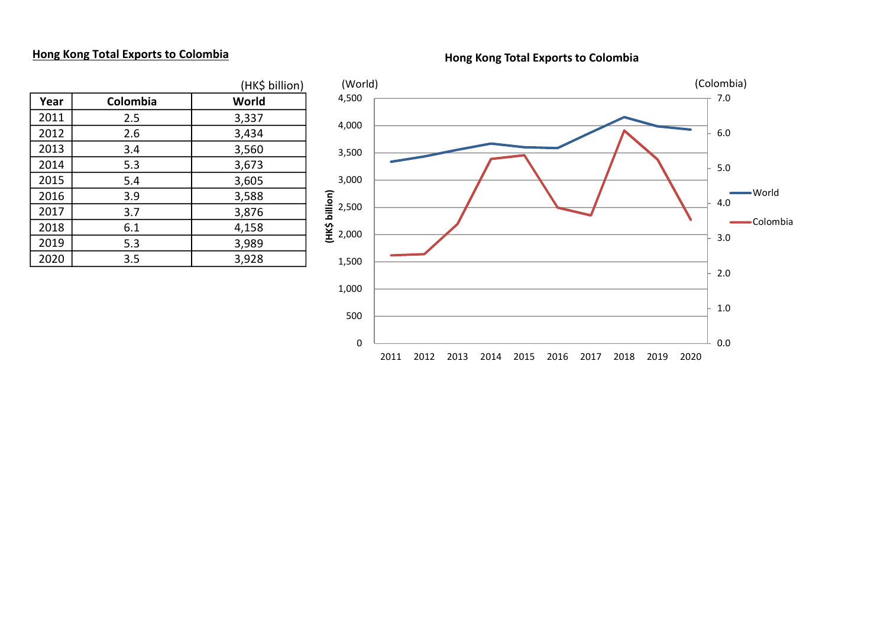**Hong Kong Total Exports to Colombia**

(HK$ billion)

| Year | Colombia | World |
|---|---|---|
| 2011 | 2.5 | 3,337 |
| 2012 | 2.6 | 3,434 |
| 2013 | 3.4 | 3,560 |
| 2014 | 5.3 | 3,673 |
| 2015 | 5.4 | 3,605 |
| 2016 | 3.9 | 3,588 |
| 2017 | 3.7 | 3,876 |
| 2018 | 6.1 | 4,158 |
| 2019 | 5.3 | 3,989 |
| 2020 | 3.5 | 3,928 |

**Hong Kong Total Exports to Colombia**

(World) (HK$ billion) — (Colombia)

World / Colombia

2011 2012 2013 2014 2015 2016 2017 2018 2019 2020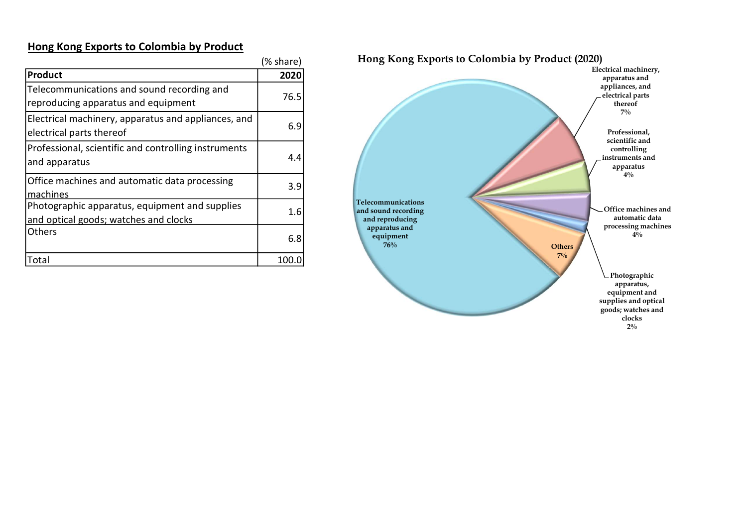## Hong Kong Exports to Colombia by Product

(% share)

| Product | 2020 |
|---|---|
| Telecommunications and sound recording and reproducing apparatus and equipment | 76.5 |
| Electrical machinery, apparatus and appliances, and electrical parts thereof | 6.9 |
| Professional, scientific and controlling instruments and apparatus | 4.4 |
| Office machines and automatic data processing machines | 3.9 |
| Photographic apparatus, equipment and supplies and optical goods; watches and clocks | 1.6 |
| Others | 6.8 |
| Total | 100.0 |

**Hong Kong Exports to Colombia by Product (2020)**

Telecommunications and sound recording and reproducing apparatus and equipment 76%

Electrical machinery, apparatus and appliances, and electrical parts thereof 7%

Professional, scientific and controlling instruments and apparatus 4%

Office machines and automatic data processing machines 4%

Photographic apparatus, equipment and supplies and optical goods; watches and clocks 2%

Others 7%